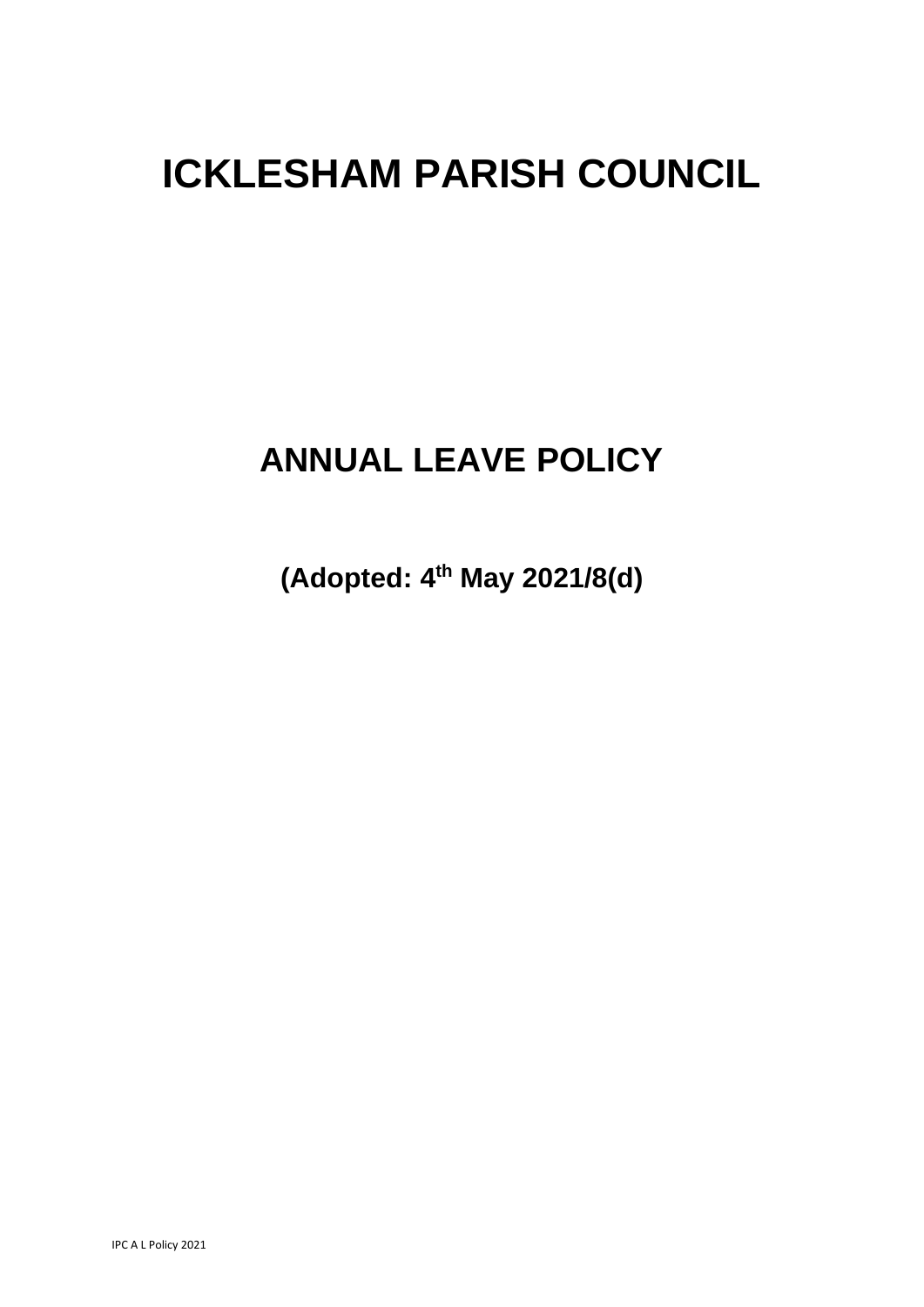# ICKLESHAM PARISH COUNCIL

## ANNUAL LEAVE POLICY

**(Adopted: 4th May 2021/8(d))**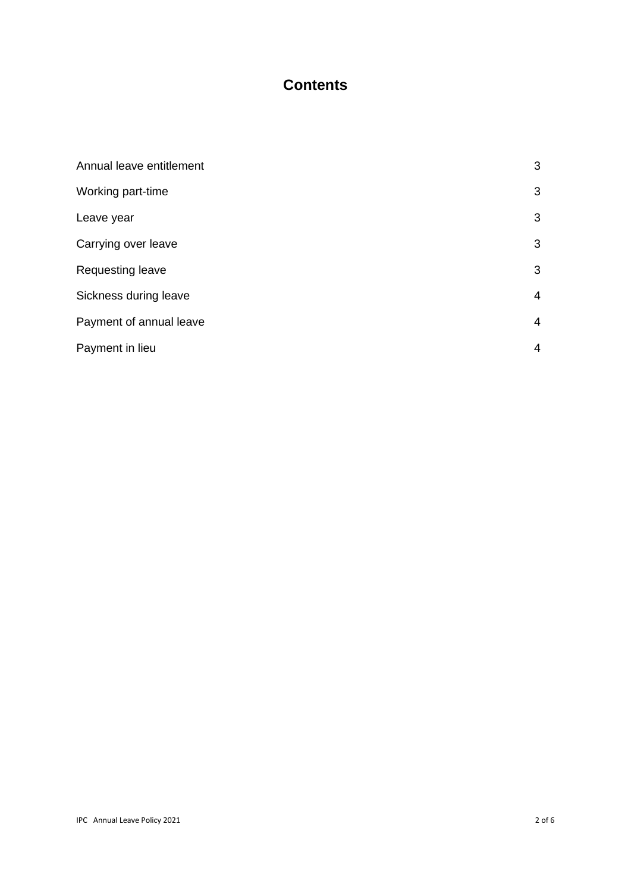# Contents

| | |
|---|---|
| Annual leave entitlement | 3 |
| Working part-time | 3 |
| Leave year | 3 |
| Carrying over leave | 3 |
| Requesting leave | 3 |
| Sickness during leave | 4 |
| Payment of annual leave | 4 |
| Payment in lieu | 4 |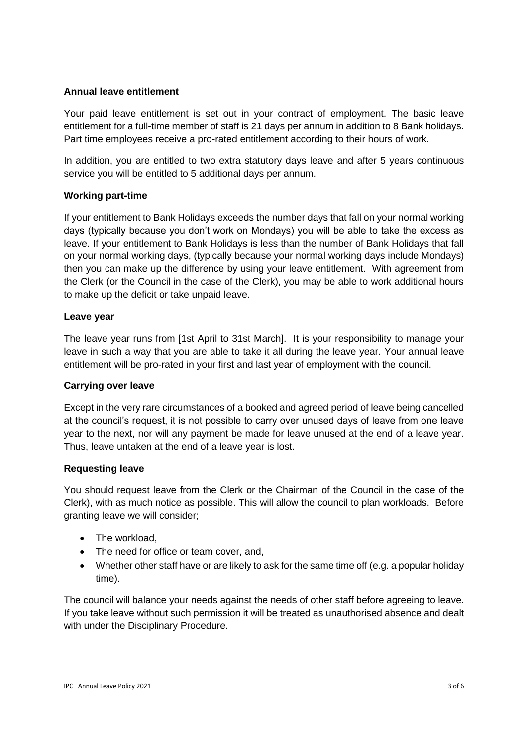### Annual leave entitlement

Your paid leave entitlement is set out in your contract of employment. The basic leave entitlement for a full-time member of staff is 21 days per annum in addition to 8 Bank holidays. Part time employees receive a pro-rated entitlement according to their hours of work.

In addition, you are entitled to two extra statutory days leave and after 5 years continuous service you will be entitled to 5 additional days per annum.

### Working part-time

If your entitlement to Bank Holidays exceeds the number days that fall on your normal working days (typically because you don't work on Mondays) you will be able to take the excess as leave. If your entitlement to Bank Holidays is less than the number of Bank Holidays that fall on your normal working days, (typically because your normal working days include Mondays) then you can make up the difference by using your leave entitlement. With agreement from the Clerk (or the Council in the case of the Clerk), you may be able to work additional hours to make up the deficit or take unpaid leave.

### Leave year

The leave year runs from [1st April to 31st March]. It is your responsibility to manage your leave in such a way that you are able to take it all during the leave year. Your annual leave entitlement will be pro-rated in your first and last year of employment with the council.

### Carrying over leave

Except in the very rare circumstances of a booked and agreed period of leave being cancelled at the council's request, it is not possible to carry over unused days of leave from one leave year to the next, nor will any payment be made for leave unused at the end of a leave year. Thus, leave untaken at the end of a leave year is lost.

### Requesting leave

You should request leave from the Clerk or the Chairman of the Council in the case of the Clerk), with as much notice as possible. This will allow the council to plan workloads. Before granting leave we will consider;

- The workload,
- The need for office or team cover, and,
- Whether other staff have or are likely to ask for the same time off (e.g. a popular holiday time).

The council will balance your needs against the needs of other staff before agreeing to leave. If you take leave without such permission it will be treated as unauthorised absence and dealt with under the Disciplinary Procedure.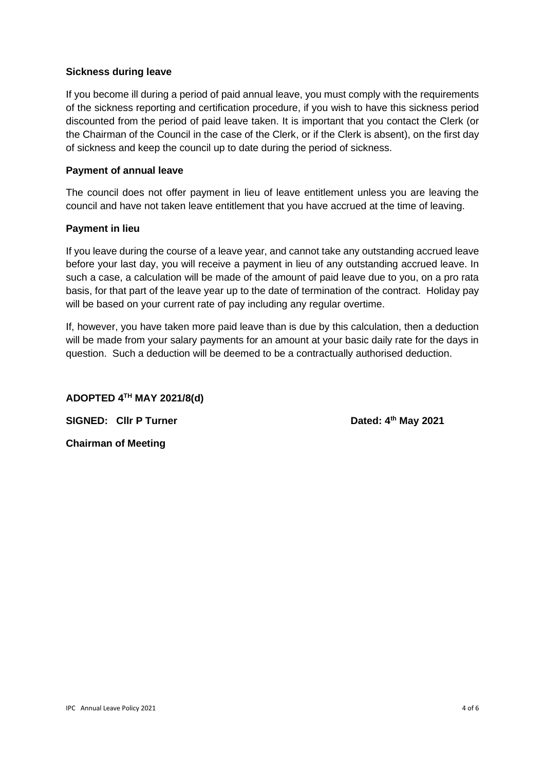**Sickness during leave**

If you become ill during a period of paid annual leave, you must comply with the requirements of the sickness reporting and certification procedure, if you wish to have this sickness period discounted from the period of paid leave taken. It is important that you contact the Clerk (or the Chairman of the Council in the case of the Clerk, or if the Clerk is absent), on the first day of sickness and keep the council up to date during the period of sickness.

**Payment of annual leave**

The council does not offer payment in lieu of leave entitlement unless you are leaving the council and have not taken leave entitlement that you have accrued at the time of leaving.

**Payment in lieu**

If you leave during the course of a leave year, and cannot take any outstanding accrued leave before your last day, you will receive a payment in lieu of any outstanding accrued leave. In such a case, a calculation will be made of the amount of paid leave due to you, on a pro rata basis, for that part of the leave year up to the date of termination of the contract. Holiday pay will be based on your current rate of pay including any regular overtime.

If, however, you have taken more paid leave than is due by this calculation, then a deduction will be made from your salary payments for an amount at your basic daily rate for the days in question. Such a deduction will be deemed to be a contractually authorised deduction.

**ADOPTED 4TH MAY 2021/8(d)**

**SIGNED: Cllr P Turner** **Dated: 4th May 2021**

**Chairman of Meeting**